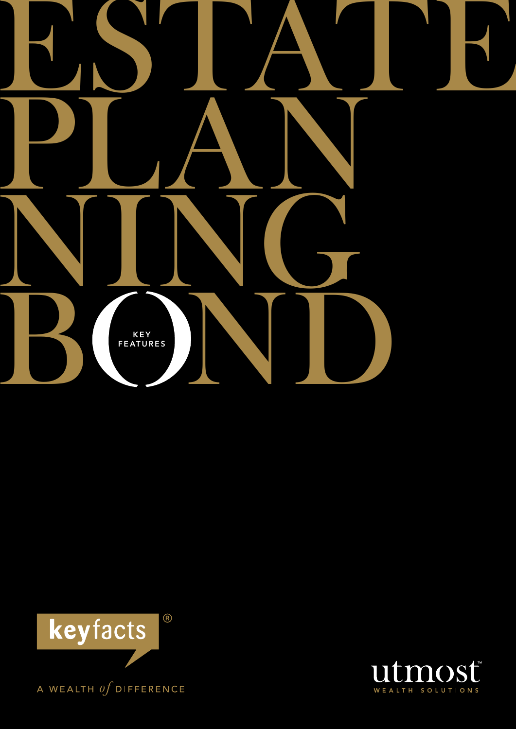# ESTATE PLANNING BOND

KEY FEATURES

keyfacts®

A WEALTH *of* DIFFERENCE

utmost™ WEALTH SOLUTIONS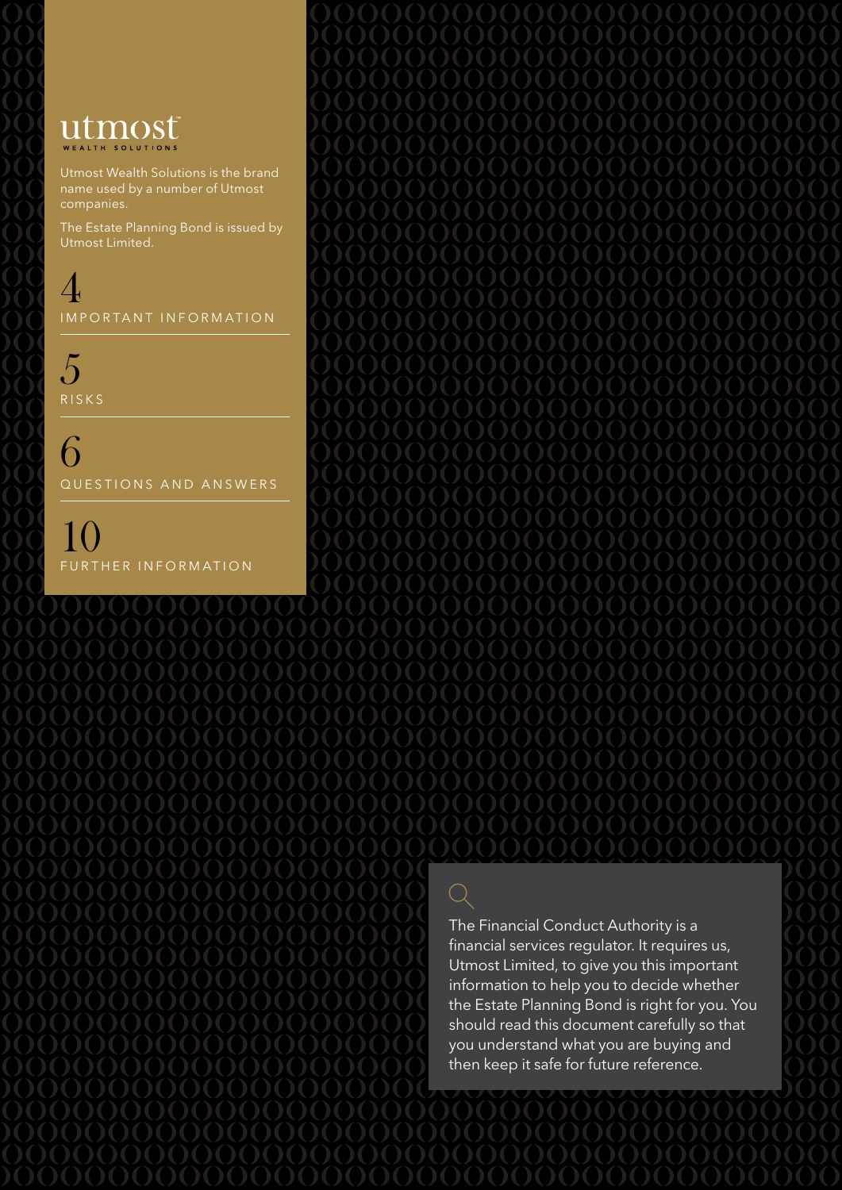utmost

WEALTH SOLUTIONS

Utmost Wealth Solutions is the brand name used by a number of Utmost companies.

The Estate Planning Bond is issued by Utmost Limited.

4 IMPORTANT INFORMATION

5 RISKS

6 QUESTIONS AND ANSWERS

10 FURTHER INFORMATION

The Financial Conduct Authority is a financial services regulator. It requires us, Utmost Limited, to give you this important information to help you to decide whether the Estate Planning Bond is right for you. You should read this document carefully so that you understand what you are buying and then keep it safe for future reference.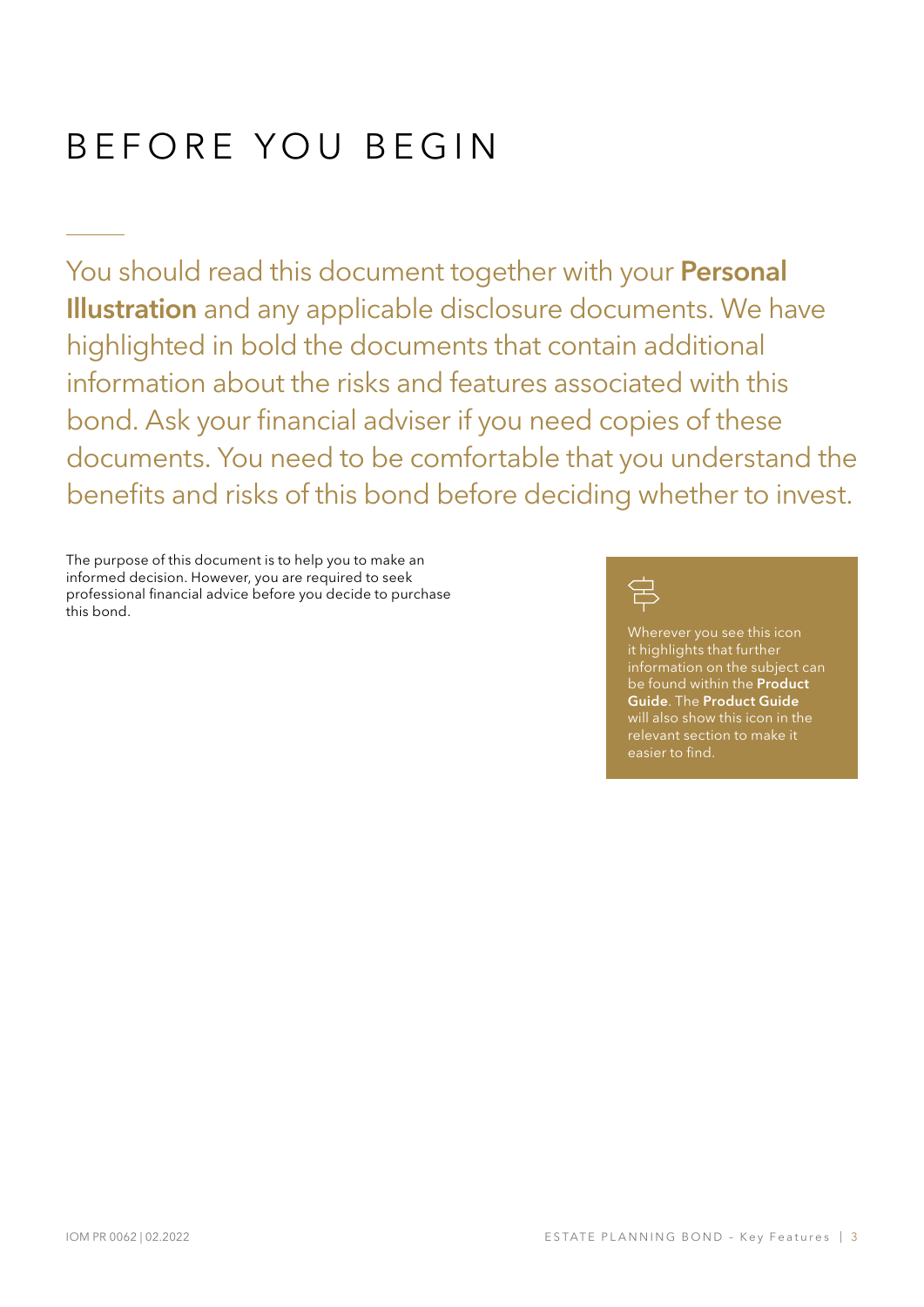# BEFORE YOU BEGIN

You should read this document together with your **Personal Illustration** and any applicable disclosure documents. We have highlighted in bold the documents that contain additional information about the risks and features associated with this bond. Ask your financial adviser if you need copies of these documents. You need to be comfortable that you understand the benefits and risks of this bond before deciding whether to invest.

The purpose of this document is to help you to make an informed decision. However, you are required to seek professional financial advice before you decide to purchase this bond.

Wherever you see this icon it highlights that further information on the subject can be found within the **Product Guide**. The **Product Guide** will also show this icon in the relevant section to make it easier to find.

IOM PR 0062 | 02.2022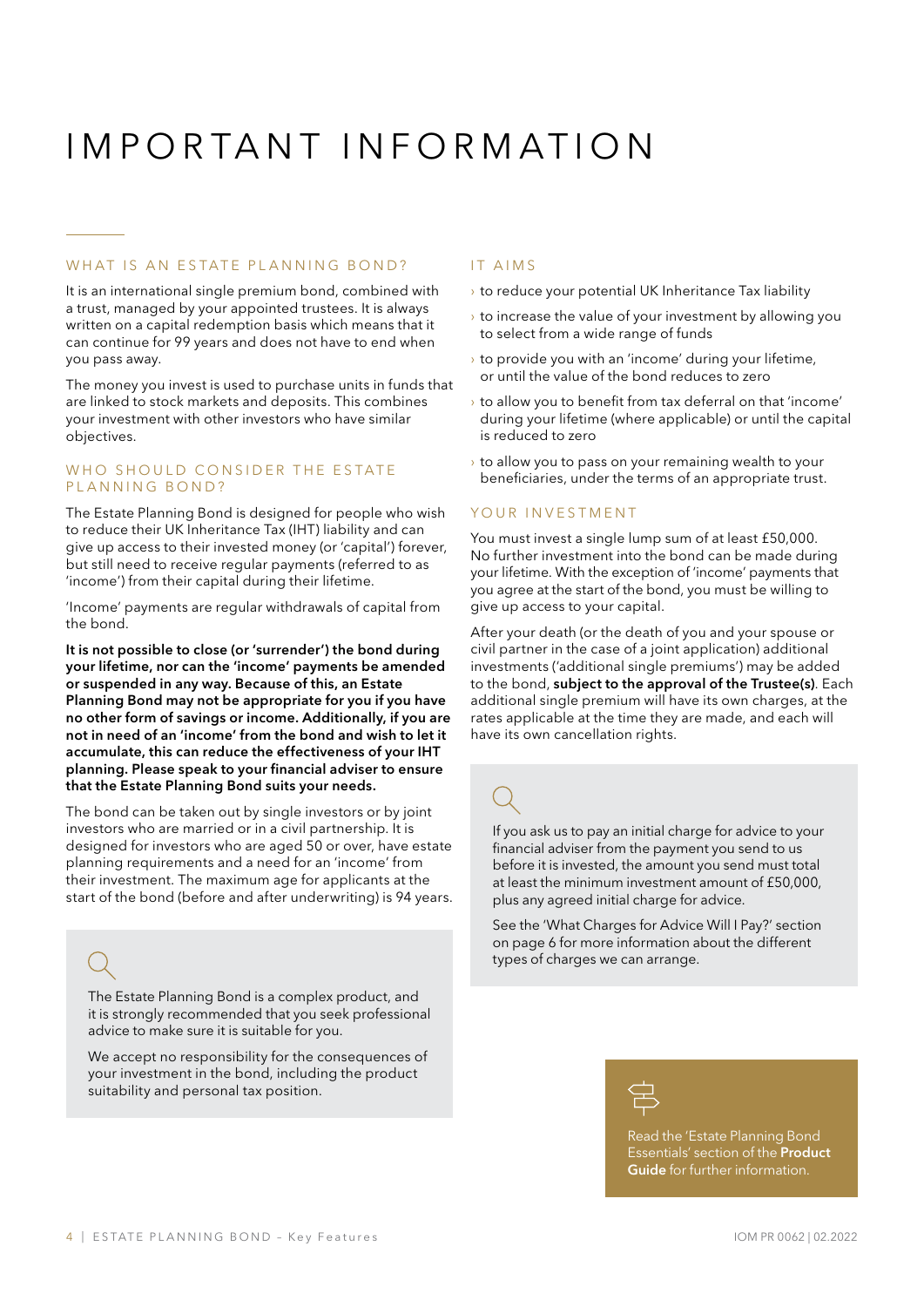# IMPORTANT INFORMATION

## WHAT IS AN ESTATE PLANNING BOND?

It is an international single premium bond, combined with a trust, managed by your appointed trustees. It is always written on a capital redemption basis which means that it can continue for 99 years and does not have to end when you pass away.

The money you invest is used to purchase units in funds that are linked to stock markets and deposits. This combines your investment with other investors who have similar objectives.

## WHO SHOULD CONSIDER THE ESTATE PLANNING BOND?

The Estate Planning Bond is designed for people who wish to reduce their UK Inheritance Tax (IHT) liability and can give up access to their invested money (or 'capital') forever, but still need to receive regular payments (referred to as 'income') from their capital during their lifetime.

'Income' payments are regular withdrawals of capital from the bond.

**It is not possible to close (or 'surrender') the bond during your lifetime, nor can the 'income' payments be amended or suspended in any way. Because of this, an Estate Planning Bond may not be appropriate for you if you have no other form of savings or income. Additionally, if you are not in need of an 'income' from the bond and wish to let it accumulate, this can reduce the effectiveness of your IHT planning. Please speak to your financial adviser to ensure that the Estate Planning Bond suits your needs.**

The bond can be taken out by single investors or by joint investors who are married or in a civil partnership. It is designed for investors who are aged 50 or over, have estate planning requirements and a need for an 'income' from their investment. The maximum age for applicants at the start of the bond (before and after underwriting) is 94 years.

The Estate Planning Bond is a complex product, and it is strongly recommended that you seek professional advice to make sure it is suitable for you.

We accept no responsibility for the consequences of your investment in the bond, including the product suitability and personal tax position.

## IT AIMS

- to reduce your potential UK Inheritance Tax liability
- to increase the value of your investment by allowing you to select from a wide range of funds
- to provide you with an 'income' during your lifetime, or until the value of the bond reduces to zero
- to allow you to benefit from tax deferral on that 'income' during your lifetime (where applicable) or until the capital is reduced to zero
- to allow you to pass on your remaining wealth to your beneficiaries, under the terms of an appropriate trust.

## YOUR INVESTMENT

You must invest a single lump sum of at least £50,000. No further investment into the bond can be made during your lifetime. With the exception of 'income' payments that you agree at the start of the bond, you must be willing to give up access to your capital.

After your death (or the death of you and your spouse or civil partner in the case of a joint application) additional investments ('additional single premiums') may be added to the bond, **subject to the approval of the Trustee(s)**. Each additional single premium will have its own charges, at the rates applicable at the time they are made, and each will have its own cancellation rights.

If you ask us to pay an initial charge for advice to your financial adviser from the payment you send to us before it is invested, the amount you send must total at least the minimum investment amount of £50,000, plus any agreed initial charge for advice.

See the 'What Charges for Advice Will I Pay?' section on page 6 for more information about the different types of charges we can arrange.

Read the 'Estate Planning Bond Essentials' section of the **Product Guide** for further information.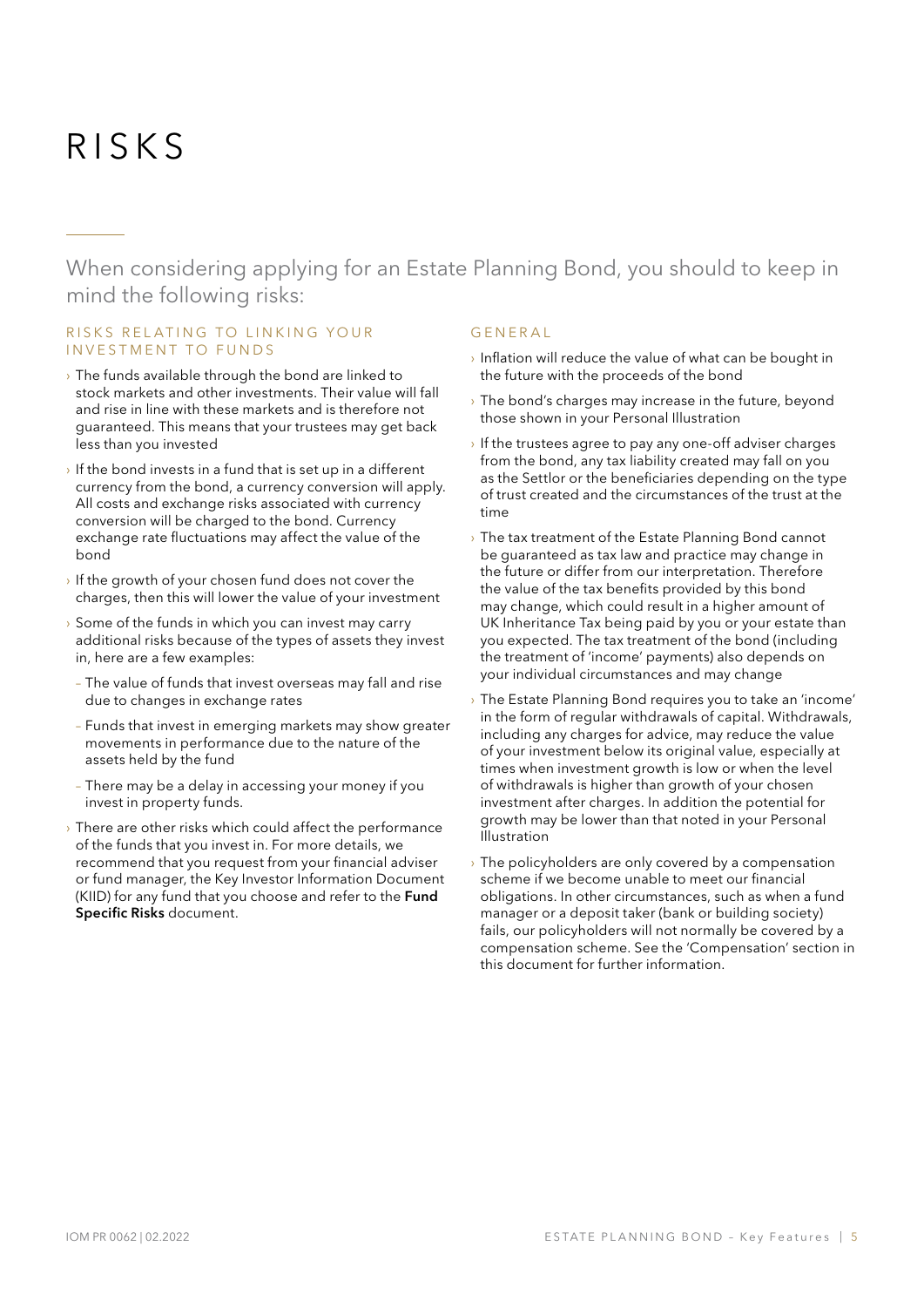# RISKS

When considering applying for an Estate Planning Bond, you should to keep in mind the following risks:

## RISKS RELATING TO LINKING YOUR INVESTMENT TO FUNDS

- The funds available through the bond are linked to stock markets and other investments. Their value will fall and rise in line with these markets and is therefore not guaranteed. This means that your trustees may get back less than you invested
- If the bond invests in a fund that is set up in a different currency from the bond, a currency conversion will apply. All costs and exchange risks associated with currency conversion will be charged to the bond. Currency exchange rate fluctuations may affect the value of the bond
- If the growth of your chosen fund does not cover the charges, then this will lower the value of your investment
- Some of the funds in which you can invest may carry additional risks because of the types of assets they invest in, here are a few examples:
  - The value of funds that invest overseas may fall and rise due to changes in exchange rates
  - Funds that invest in emerging markets may show greater movements in performance due to the nature of the assets held by the fund
  - There may be a delay in accessing your money if you invest in property funds.
- There are other risks which could affect the performance of the funds that you invest in. For more details, we recommend that you request from your financial adviser or fund manager, the Key Investor Information Document (KIID) for any fund that you choose and refer to the **Fund Specific Risks** document.

## GENERAL

- Inflation will reduce the value of what can be bought in the future with the proceeds of the bond
- The bond's charges may increase in the future, beyond those shown in your Personal Illustration
- If the trustees agree to pay any one-off adviser charges from the bond, any tax liability created may fall on you as the Settlor or the beneficiaries depending on the type of trust created and the circumstances of the trust at the time
- The tax treatment of the Estate Planning Bond cannot be guaranteed as tax law and practice may change in the future or differ from our interpretation. Therefore the value of the tax benefits provided by this bond may change, which could result in a higher amount of UK Inheritance Tax being paid by you or your estate than you expected. The tax treatment of the bond (including the treatment of 'income' payments) also depends on your individual circumstances and may change
- The Estate Planning Bond requires you to take an 'income' in the form of regular withdrawals of capital. Withdrawals, including any charges for advice, may reduce the value of your investment below its original value, especially at times when investment growth is low or when the level of withdrawals is higher than growth of your chosen investment after charges. In addition the potential for growth may be lower than that noted in your Personal Illustration
- The policyholders are only covered by a compensation scheme if we become unable to meet our financial obligations. In other circumstances, such as when a fund manager or a deposit taker (bank or building society) fails, our policyholders will not normally be covered by a compensation scheme. See the 'Compensation' section in this document for further information.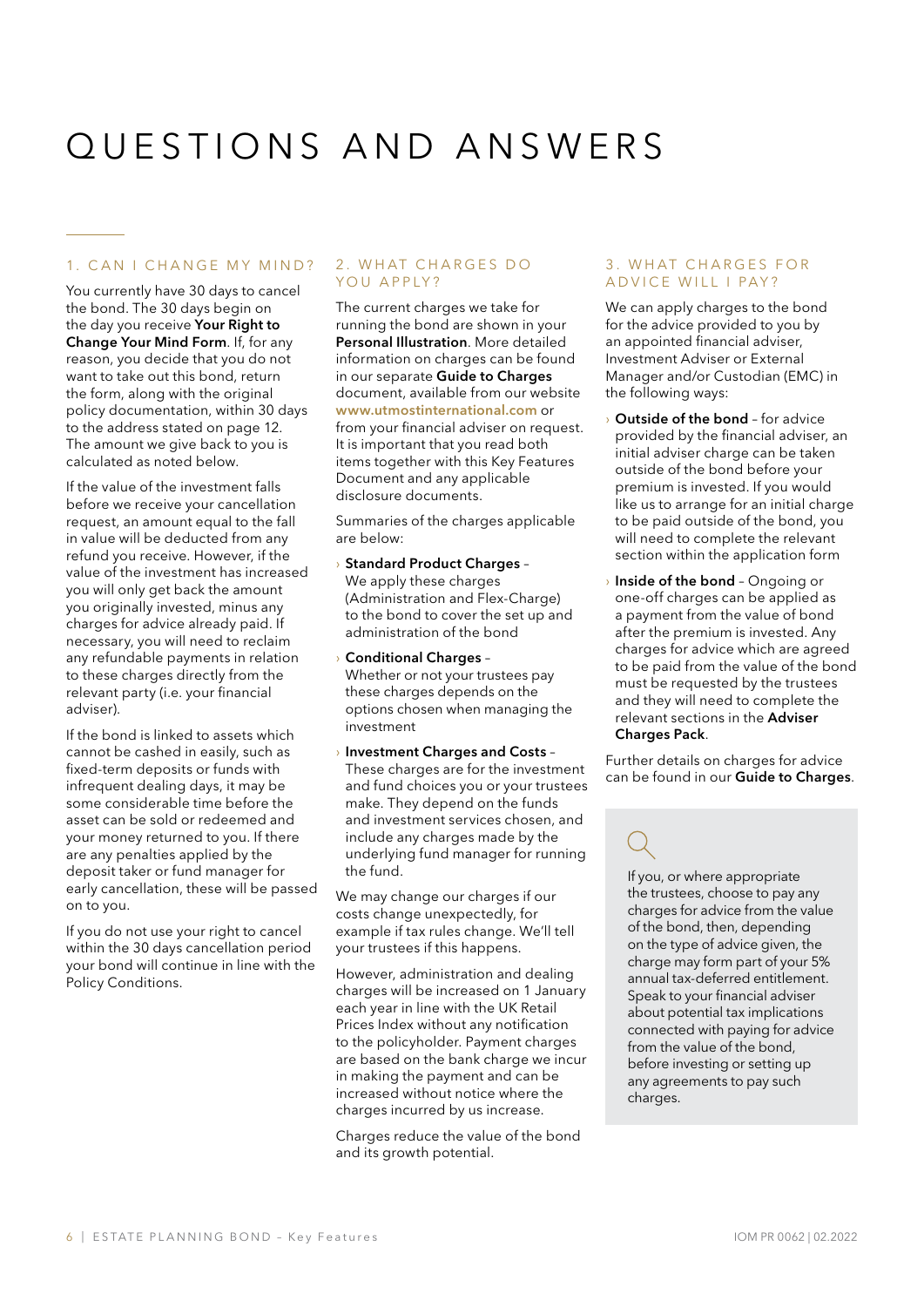# QUESTIONS AND ANSWERS

## 1. CAN I CHANGE MY MIND?

You currently have 30 days to cancel the bond. The 30 days begin on the day you receive **Your Right to Change Your Mind Form**. If, for any reason, you decide that you do not want to take out this bond, return the form, along with the original policy documentation, within 30 days to the address stated on page 12. The amount we give back to you is calculated as noted below.

If the value of the investment falls before we receive your cancellation request, an amount equal to the fall in value will be deducted from any refund you receive. However, if the value of the investment has increased you will only get back the amount you originally invested, minus any charges for advice already paid. If necessary, you will need to reclaim any refundable payments in relation to these charges directly from the relevant party (i.e. your financial adviser).

If the bond is linked to assets which cannot be cashed in easily, such as fixed-term deposits or funds with infrequent dealing days, it may be some considerable time before the asset can be sold or redeemed and your money returned to you. If there are any penalties applied by the deposit taker or fund manager for early cancellation, these will be passed on to you.

If you do not use your right to cancel within the 30 days cancellation period your bond will continue in line with the Policy Conditions.

## 2. WHAT CHARGES DO YOU APPLY?

The current charges we take for running the bond are shown in your **Personal Illustration**. More detailed information on charges can be found in our separate **Guide to Charges** document, available from our website **www.utmostinternational.com** or from your financial adviser on request. It is important that you read both items together with this Key Features Document and any applicable disclosure documents.

Summaries of the charges applicable are below:

- **Standard Product Charges** – We apply these charges (Administration and Flex-Charge) to the bond to cover the set up and administration of the bond
- **Conditional Charges** – Whether or not your trustees pay these charges depends on the options chosen when managing the investment
- **Investment Charges and Costs** – These charges are for the investment and fund choices you or your trustees make. They depend on the funds and investment services chosen, and include any charges made by the underlying fund manager for running the fund.

We may change our charges if our costs change unexpectedly, for example if tax rules change. We'll tell your trustees if this happens.

However, administration and dealing charges will be increased on 1 January each year in line with the UK Retail Prices Index without any notification to the policyholder. Payment charges are based on the bank charge we incur in making the payment and can be increased without notice where the charges incurred by us increase.

Charges reduce the value of the bond and its growth potential.

## 3. WHAT CHARGES FOR ADVICE WILL I PAY?

We can apply charges to the bond for the advice provided to you by an appointed financial adviser, Investment Adviser or External Manager and/or Custodian (EMC) in the following ways:

- **Outside of the bond** – for advice provided by the financial adviser, an initial adviser charge can be taken outside of the bond before your premium is invested. If you would like us to arrange for an initial charge to be paid outside of the bond, you will need to complete the relevant section within the application form
- **Inside of the bond** – Ongoing or one-off charges can be applied as a payment from the value of bond after the premium is invested. Any charges for advice which are agreed to be paid from the value of the bond must be requested by the trustees and they will need to complete the relevant sections in the **Adviser Charges Pack**.

Further details on charges for advice can be found in our **Guide to Charges**.

If you, or where appropriate the trustees, choose to pay any charges for advice from the value of the bond, then, depending on the type of advice given, the charge may form part of your 5% annual tax-deferred entitlement. Speak to your financial adviser about potential tax implications connected with paying for advice from the value of the bond, before investing or setting up any agreements to pay such charges.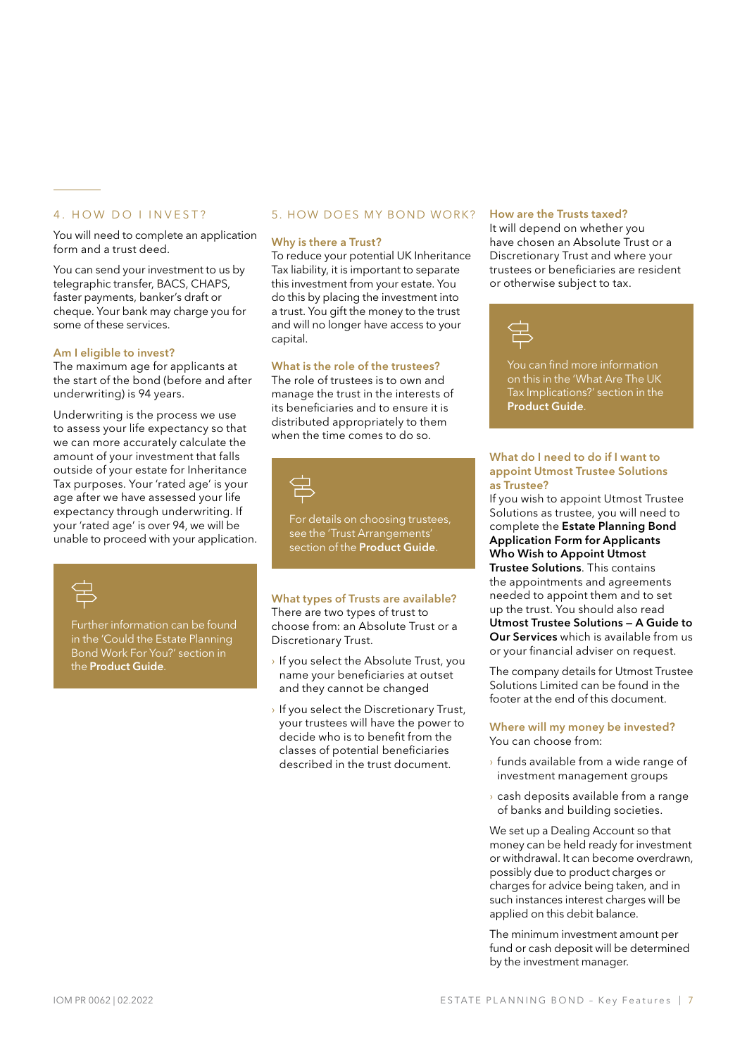## 4. HOW DO I INVEST?

You will need to complete an application form and a trust deed.

You can send your investment to us by telegraphic transfer, BACS, CHAPS, faster payments, banker's draft or cheque. Your bank may charge you for some of these services.

### Am I eligible to invest?

The maximum age for applicants at the start of the bond (before and after underwriting) is 94 years.

Underwriting is the process we use to assess your life expectancy so that we can more accurately calculate the amount of your investment that falls outside of your estate for Inheritance Tax purposes. Your 'rated age' is your age after we have assessed your life expectancy through underwriting. If your 'rated age' is over 94, we will be unable to proceed with your application.

> Further information can be found in the 'Could the Estate Planning Bond Work For You?' section in the **Product Guide**.

## 5. HOW DOES MY BOND WORK?

### Why is there a Trust?

To reduce your potential UK Inheritance Tax liability, it is important to separate this investment from your estate. You do this by placing the investment into a trust. You gift the money to the trust and will no longer have access to your capital.

### What is the role of the trustees?

The role of trustees is to own and manage the trust in the interests of its beneficiaries and to ensure it is distributed appropriately to them when the time comes to do so.

> For details on choosing trustees, see the 'Trust Arrangements' section of the **Product Guide**.

### What types of Trusts are available?

There are two types of trust to choose from: an Absolute Trust or a Discretionary Trust.

- If you select the Absolute Trust, you name your beneficiaries at outset and they cannot be changed
- If you select the Discretionary Trust, your trustees will have the power to decide who is to benefit from the classes of potential beneficiaries described in the trust document.

### How are the Trusts taxed?

It will depend on whether you have chosen an Absolute Trust or a Discretionary Trust and where your trustees or beneficiaries are resident or otherwise subject to tax.

> You can find more information on this in the 'What Are The UK Tax Implications?' section in the **Product Guide**.

### What do I need to do if I want to appoint Utmost Trustee Solutions as Trustee?

If you wish to appoint Utmost Trustee Solutions as trustee, you will need to complete the **Estate Planning Bond Application Form for Applicants Who Wish to Appoint Utmost Trustee Solutions**. This contains the appointments and agreements needed to appoint them and to set up the trust. You should also read **Utmost Trustee Solutions – A Guide to Our Services** which is available from us or your financial adviser on request.

The company details for Utmost Trustee Solutions Limited can be found in the footer at the end of this document.

### Where will my money be invested?

You can choose from:

- funds available from a wide range of investment management groups
- cash deposits available from a range of banks and building societies.

We set up a Dealing Account so that money can be held ready for investment or withdrawal. It can become overdrawn, possibly due to product charges or charges for advice being taken, and in such instances interest charges will be applied on this debit balance.

The minimum investment amount per fund or cash deposit will be determined by the investment manager.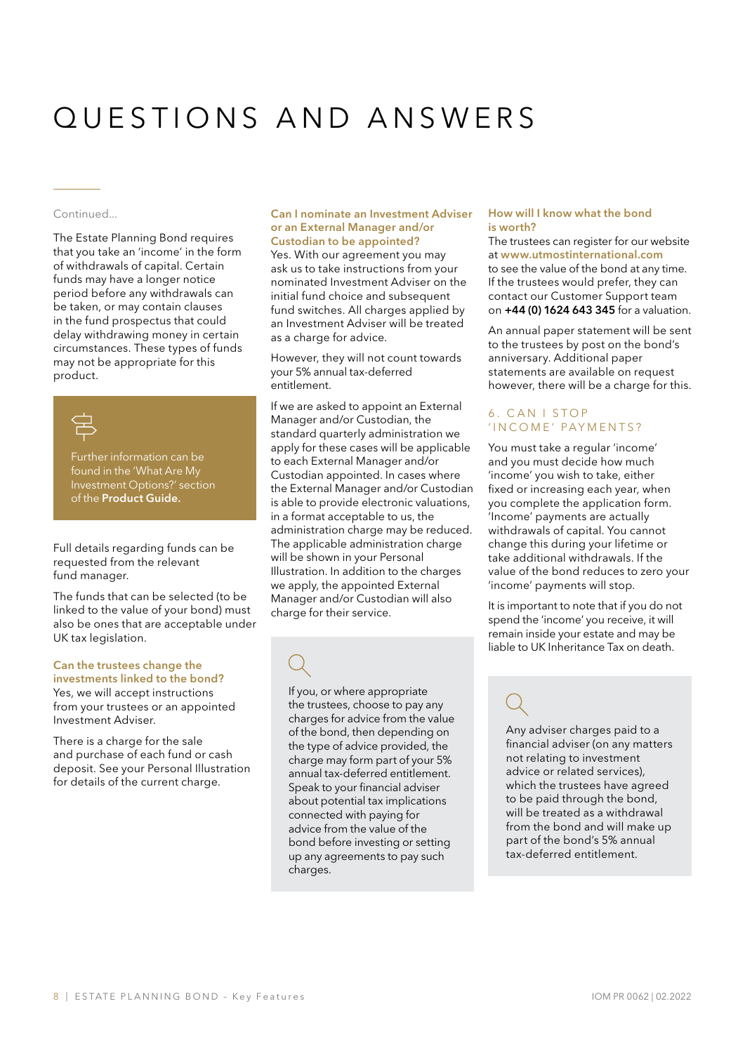# QUESTIONS AND ANSWERS

Continued...

The Estate Planning Bond requires that you take an 'income' in the form of withdrawals of capital. Certain funds may have a longer notice period before any withdrawals can be taken, or may contain clauses in the fund prospectus that could delay withdrawing money in certain circumstances. These types of funds may not be appropriate for this product.

Further information can be found in the 'What Are My Investment Options?' section of the **Product Guide.**

Full details regarding funds can be requested from the relevant fund manager.

The funds that can be selected (to be linked to the value of your bond) must also be ones that are acceptable under UK tax legislation.

### Can the trustees change the investments linked to the bond?

Yes, we will accept instructions from your trustees or an appointed Investment Adviser.

There is a charge for the sale and purchase of each fund or cash deposit. See your Personal Illustration for details of the current charge.

### Can I nominate an Investment Adviser or an External Manager and/or Custodian to be appointed?

Yes. With our agreement you may ask us to take instructions from your nominated Investment Adviser on the initial fund choice and subsequent fund switches. All charges applied by an Investment Adviser will be treated as a charge for advice.

However, they will not count towards your 5% annual tax-deferred entitlement.

If we are asked to appoint an External Manager and/or Custodian, the standard quarterly administration we apply for these cases will be applicable to each External Manager and/or Custodian appointed. In cases where the External Manager and/or Custodian is able to provide electronic valuations, in a format acceptable to us, the administration charge may be reduced. The applicable administration charge will be shown in your Personal Illustration. In addition to the charges we apply, the appointed External Manager and/or Custodian will also charge for their service.

If you, or where appropriate the trustees, choose to pay any charges for advice from the value of the bond, then depending on the type of advice provided, the charge may form part of your 5% annual tax-deferred entitlement. Speak to your financial adviser about potential tax implications connected with paying for advice from the value of the bond before investing or setting up any agreements to pay such charges.

### How will I know what the bond is worth?

The trustees can register for our website at **www.utmostinternational.com** to see the value of the bond at any time. If the trustees would prefer, they can contact our Customer Support team on **+44 (0) 1624 643 345** for a valuation.

An annual paper statement will be sent to the trustees by post on the bond's anniversary. Additional paper statements are available on request however, there will be a charge for this.

## 6. CAN I STOP 'INCOME' PAYMENTS?

You must take a regular 'income' and you must decide how much 'income' you wish to take, either fixed or increasing each year, when you complete the application form. 'Income' payments are actually withdrawals of capital. You cannot change this during your lifetime or take additional withdrawals. If the value of the bond reduces to zero your 'income' payments will stop.

It is important to note that if you do not spend the 'income' you receive, it will remain inside your estate and may be liable to UK Inheritance Tax on death.

Any adviser charges paid to a financial adviser (on any matters not relating to investment advice or related services), which the trustees have agreed to be paid through the bond, will be treated as a withdrawal from the bond and will make up part of the bond's 5% annual tax-deferred entitlement.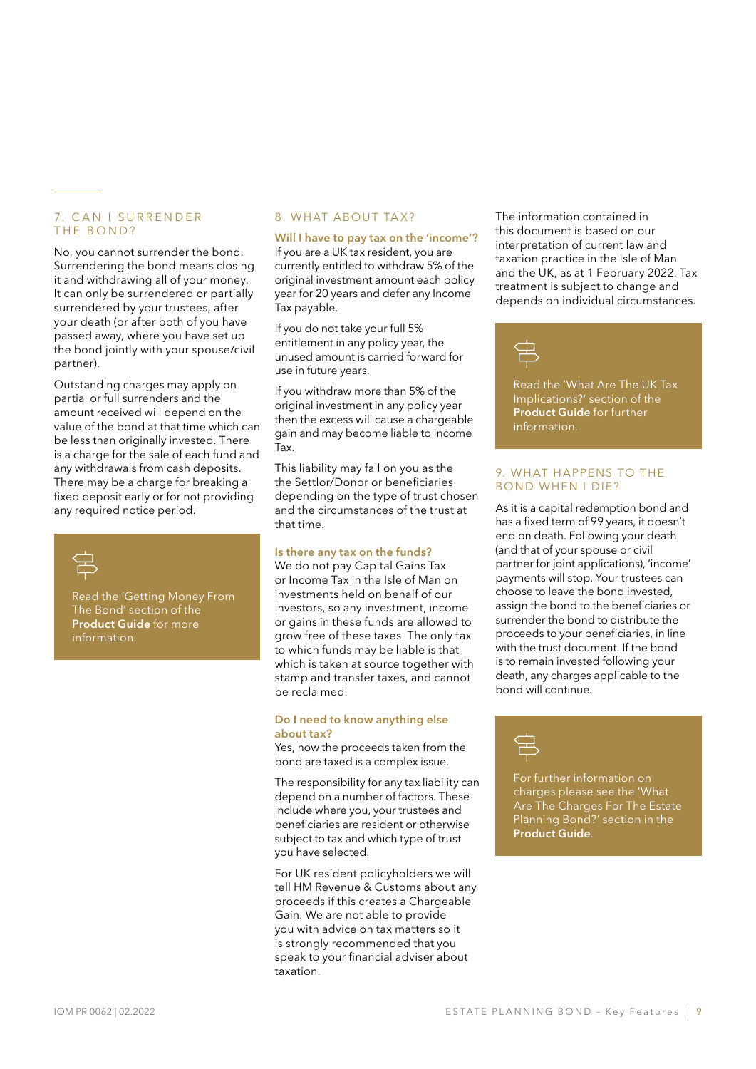## 7. CAN I SURRENDER THE BOND?

No, you cannot surrender the bond. Surrendering the bond means closing it and withdrawing all of your money. It can only be surrendered or partially surrendered by your trustees, after your death (or after both of you have passed away, where you have set up the bond jointly with your spouse/civil partner).

Outstanding charges may apply on partial or full surrenders and the amount received will depend on the value of the bond at that time which can be less than originally invested. There is a charge for the sale of each fund and any withdrawals from cash deposits. There may be a charge for breaking a fixed deposit early or for not providing any required notice period.

> Read the 'Getting Money From The Bond' section of the **Product Guide** for more information.

## 8. WHAT ABOUT TAX?

### Will I have to pay tax on the 'income'?

If you are a UK tax resident, you are currently entitled to withdraw 5% of the original investment amount each policy year for 20 years and defer any Income Tax payable.

If you do not take your full 5% entitlement in any policy year, the unused amount is carried forward for use in future years.

If you withdraw more than 5% of the original investment in any policy year then the excess will cause a chargeable gain and may become liable to Income Tax.

This liability may fall on you as the the Settlor/Donor or beneficiaries depending on the type of trust chosen and the circumstances of the trust at that time.

### Is there any tax on the funds?

We do not pay Capital Gains Tax or Income Tax in the Isle of Man on investments held on behalf of our investors, so any investment, income or gains in these funds are allowed to grow free of these taxes. The only tax to which funds may be liable is that which is taken at source together with stamp and transfer taxes, and cannot be reclaimed.

### Do I need to know anything else about tax?

Yes, how the proceeds taken from the bond are taxed is a complex issue.

The responsibility for any tax liability can depend on a number of factors. These include where you, your trustees and beneficiaries are resident or otherwise subject to tax and which type of trust you have selected.

For UK resident policyholders we will tell HM Revenue & Customs about any proceeds if this creates a Chargeable Gain. We are not able to provide you with advice on tax matters so it is strongly recommended that you speak to your financial adviser about taxation.

The information contained in this document is based on our interpretation of current law and taxation practice in the Isle of Man and the UK, as at 1 February 2022. Tax treatment is subject to change and depends on individual circumstances.

> Read the 'What Are The UK Tax Implications?' section of the **Product Guide** for further information.

## 9. WHAT HAPPENS TO THE BOND WHEN I DIE?

As it is a capital redemption bond and has a fixed term of 99 years, it doesn't end on death. Following your death (and that of your spouse or civil partner for joint applications), 'income' payments will stop. Your trustees can choose to leave the bond invested, assign the bond to the beneficiaries or surrender the bond to distribute the proceeds to your beneficiaries, in line with the trust document. If the bond is to remain invested following your death, any charges applicable to the bond will continue.

> For further information on charges please see the 'What Are The Charges For The Estate Planning Bond?' section in the **Product Guide**.

IOM PR 0062 | 02.2022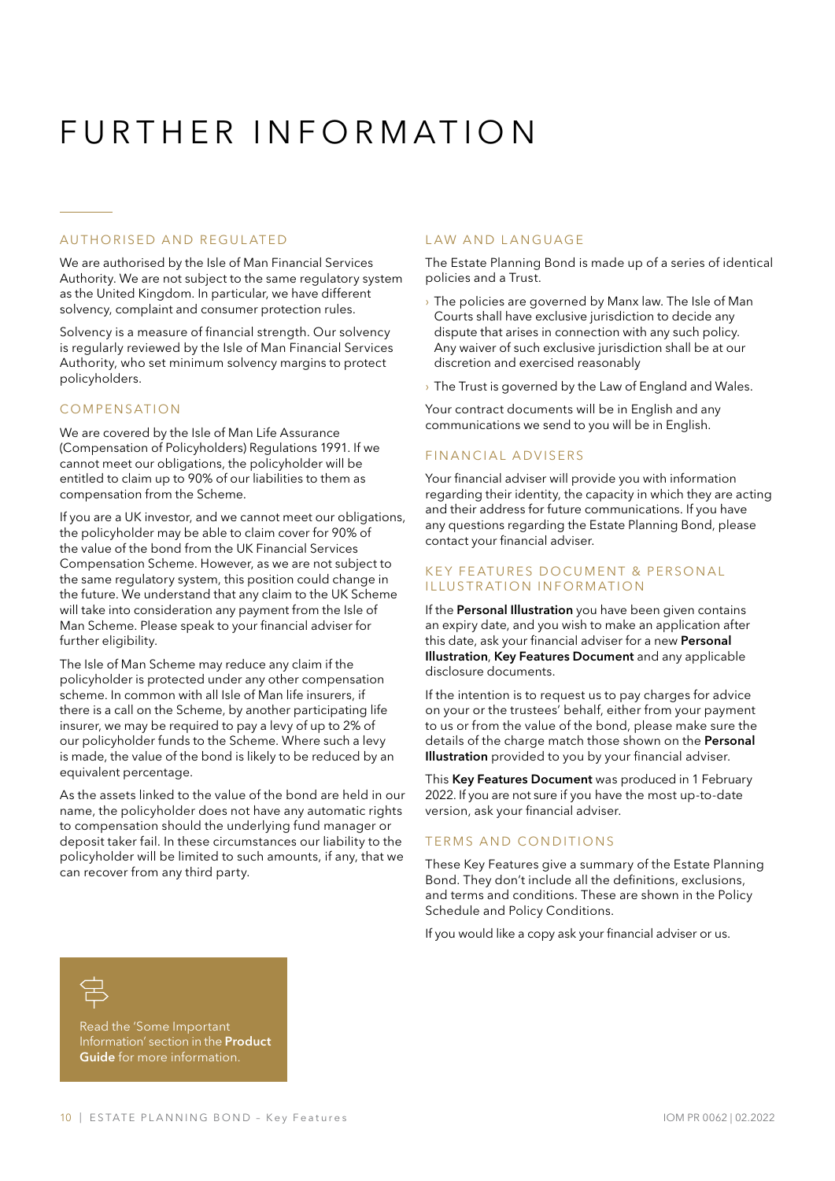# FURTHER INFORMATION

## AUTHORISED AND REGULATED

We are authorised by the Isle of Man Financial Services Authority. We are not subject to the same regulatory system as the United Kingdom. In particular, we have different solvency, complaint and consumer protection rules.

Solvency is a measure of financial strength. Our solvency is regularly reviewed by the Isle of Man Financial Services Authority, who set minimum solvency margins to protect policyholders.

## COMPENSATION

We are covered by the Isle of Man Life Assurance (Compensation of Policyholders) Regulations 1991. If we cannot meet our obligations, the policyholder will be entitled to claim up to 90% of our liabilities to them as compensation from the Scheme.

If you are a UK investor, and we cannot meet our obligations, the policyholder may be able to claim cover for 90% of the value of the bond from the UK Financial Services Compensation Scheme. However, as we are not subject to the same regulatory system, this position could change in the future. We understand that any claim to the UK Scheme will take into consideration any payment from the Isle of Man Scheme. Please speak to your financial adviser for further eligibility.

The Isle of Man Scheme may reduce any claim if the policyholder is protected under any other compensation scheme. In common with all Isle of Man life insurers, if there is a call on the Scheme, by another participating life insurer, we may be required to pay a levy of up to 2% of our policyholder funds to the Scheme. Where such a levy is made, the value of the bond is likely to be reduced by an equivalent percentage.

As the assets linked to the value of the bond are held in our name, the policyholder does not have any automatic rights to compensation should the underlying fund manager or deposit taker fail. In these circumstances our liability to the policyholder will be limited to such amounts, if any, that we can recover from any third party.

Read the 'Some Important Information' section in the **Product Guide** for more information.

## LAW AND LANGUAGE

The Estate Planning Bond is made up of a series of identical policies and a Trust.

- The policies are governed by Manx law. The Isle of Man Courts shall have exclusive jurisdiction to decide any dispute that arises in connection with any such policy. Any waiver of such exclusive jurisdiction shall be at our discretion and exercised reasonably
- The Trust is governed by the Law of England and Wales.

Your contract documents will be in English and any communications we send to you will be in English.

## FINANCIAL ADVISERS

Your financial adviser will provide you with information regarding their identity, the capacity in which they are acting and their address for future communications. If you have any questions regarding the Estate Planning Bond, please contact your financial adviser.

## KEY FEATURES DOCUMENT & PERSONAL ILLUSTRATION INFORMATION

If the **Personal Illustration** you have been given contains an expiry date, and you wish to make an application after this date, ask your financial adviser for a new **Personal Illustration**, **Key Features Document** and any applicable disclosure documents.

If the intention is to request us to pay charges for advice on your or the trustees' behalf, either from your payment to us or from the value of the bond, please make sure the details of the charge match those shown on the **Personal Illustration** provided to you by your financial adviser.

This **Key Features Document** was produced in 1 February 2022. If you are not sure if you have the most up-to-date version, ask your financial adviser.

## TERMS AND CONDITIONS

These Key Features give a summary of the Estate Planning Bond. They don't include all the definitions, exclusions, and terms and conditions. These are shown in the Policy Schedule and Policy Conditions.

If you would like a copy ask your financial adviser or us.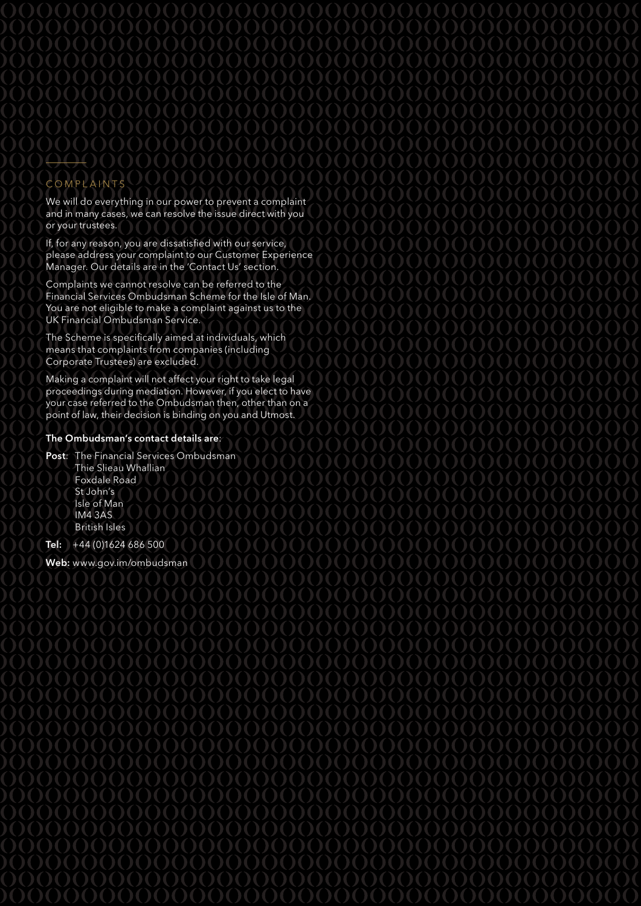## COMPLAINTS

We will do everything in our power to prevent a complaint and in many cases, we can resolve the issue direct with you or your trustees.

If, for any reason, you are dissatisfied with our service, please address your complaint to our Customer Experience Manager. Our details are in the 'Contact Us' section.

Complaints we cannot resolve can be referred to the Financial Services Ombudsman Scheme for the Isle of Man. You are not eligible to make a complaint against us to the UK Financial Ombudsman Service.

The Scheme is specifically aimed at individuals, which means that complaints from companies (including Corporate Trustees) are excluded.

Making a complaint will not affect your right to take legal proceedings during mediation. However, if you elect to have your case referred to the Ombudsman then, other than on a point of law, their decision is binding on you and Utmost.

**The Ombudsman's contact details are**:

**Post**: The Financial Services Ombudsman
Thie Slieau Whallian
Foxdale Road
St John's
Isle of Man
IM4 3AS
British Isles

**Tel:** +44 (0)1624 686 500

**Web:** www.gov.im/ombudsman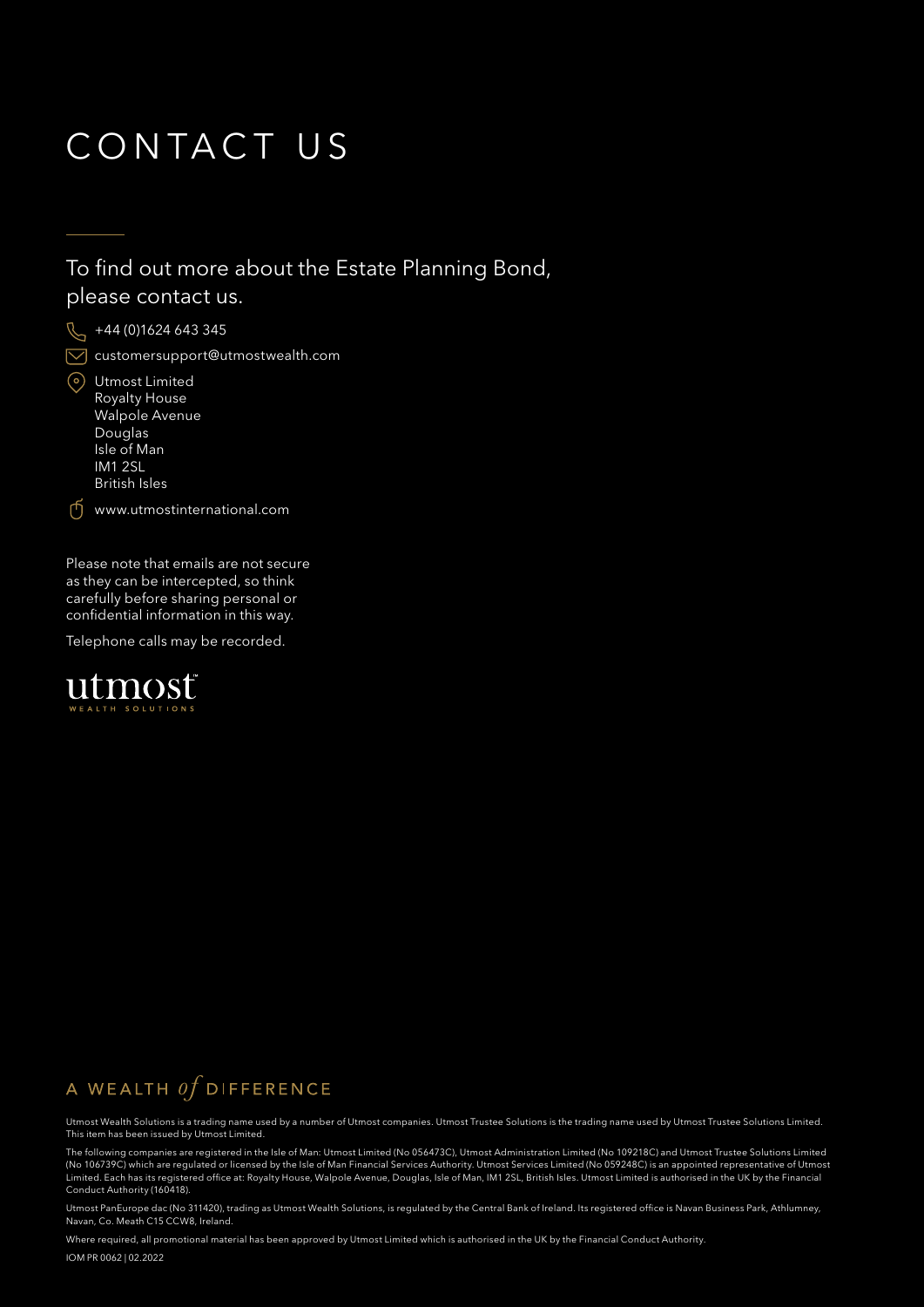# CONTACT US

To find out more about the Estate Planning Bond, please contact us.

+44 (0)1624 643 345

customersupport@utmostwealth.com

Utmost Limited
Royalty House
Walpole Avenue
Douglas
Isle of Man
IM1 2SL
British Isles

www.utmostinternational.com

Please note that emails are not secure as they can be intercepted, so think carefully before sharing personal or confidential information in this way.

Telephone calls may be recorded.

utmost™
WEALTH SOLUTIONS

A WEALTH *of* DIFFERENCE

Utmost Wealth Solutions is a trading name used by a number of Utmost companies. Utmost Trustee Solutions is the trading name used by Utmost Trustee Solutions Limited. This item has been issued by Utmost Limited.

The following companies are registered in the Isle of Man: Utmost Limited (No 056473C), Utmost Administration Limited (No 109218C) and Utmost Trustee Solutions Limited (No 106739C) which are regulated or licensed by the Isle of Man Financial Services Authority. Utmost Services Limited (No 059248C) is an appointed representative of Utmost Limited. Each has its registered office at: Royalty House, Walpole Avenue, Douglas, Isle of Man, IM1 2SL, British Isles. Utmost Limited is authorised in the UK by the Financial Conduct Authority (160418).

Utmost PanEurope dac (No 311420), trading as Utmost Wealth Solutions, is regulated by the Central Bank of Ireland. Its registered office is Navan Business Park, Athlumney, Navan, Co. Meath C15 CCW8, Ireland.

Where required, all promotional material has been approved by Utmost Limited which is authorised in the UK by the Financial Conduct Authority.

IOM PR 0062 | 02.2022